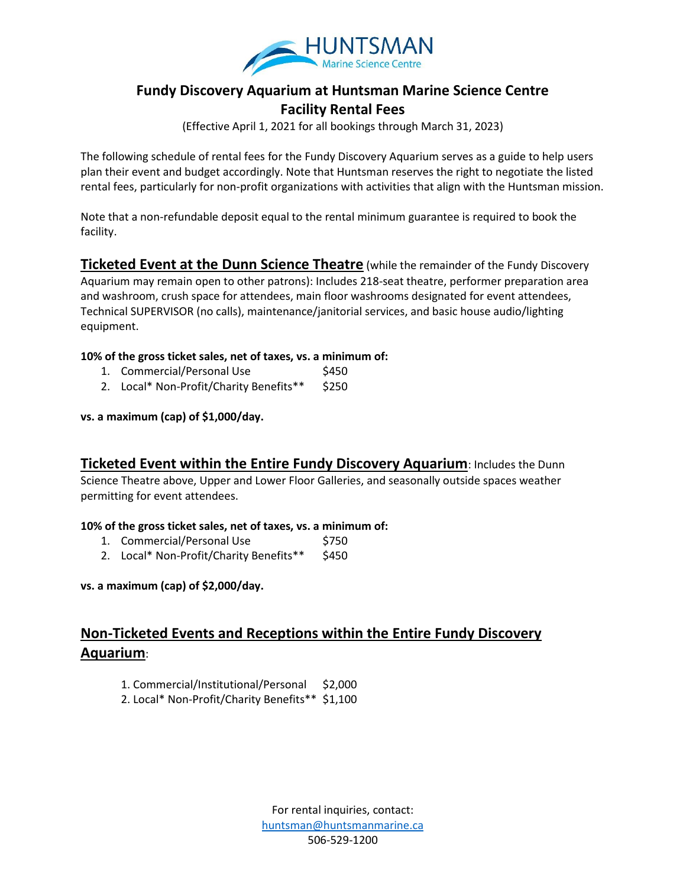HUNTSMAN
Marine Science Centre

# Fundy Discovery Aquarium at Huntsman Marine Science Centre
# Facility Rental Fees

(Effective April 1, 2021 for all bookings through March 31, 2023)

The following schedule of rental fees for the Fundy Discovery Aquarium serves as a guide to help users plan their event and budget accordingly. Note that Huntsman reserves the right to negotiate the listed rental fees, particularly for non-profit organizations with activities that align with the Huntsman mission.

Note that a non-refundable deposit equal to the rental minimum guarantee is required to book the facility.

## Ticketed Event at the Dunn Science Theatre

(while the remainder of the Fundy Discovery Aquarium may remain open to other patrons): Includes 218-seat theatre, performer preparation area and washroom, crush space for attendees, main floor washrooms designated for event attendees, Technical SUPERVISOR (no calls), maintenance/janitorial services, and basic house audio/lighting equipment.

**10% of the gross ticket sales, net of taxes, vs. a minimum of:**

1. Commercial/Personal Use — $450
2. Local* Non-Profit/Charity Benefits** — $250

**vs. a maximum (cap) of $1,000/day.**

## Ticketed Event within the Entire Fundy Discovery Aquarium

Includes the Dunn Science Theatre above, Upper and Lower Floor Galleries, and seasonally outside spaces weather permitting for event attendees.

**10% of the gross ticket sales, net of taxes, vs. a minimum of:**

1. Commercial/Personal Use — $750
2. Local* Non-Profit/Charity Benefits** — $450

**vs. a maximum (cap) of $2,000/day.**

## Non-Ticketed Events and Receptions within the Entire Fundy Discovery Aquarium:

1. Commercial/Institutional/Personal — $2,000
2. Local* Non-Profit/Charity Benefits** — $1,100

For rental inquiries, contact:
huntsman@huntsmanmarine.ca
506-529-1200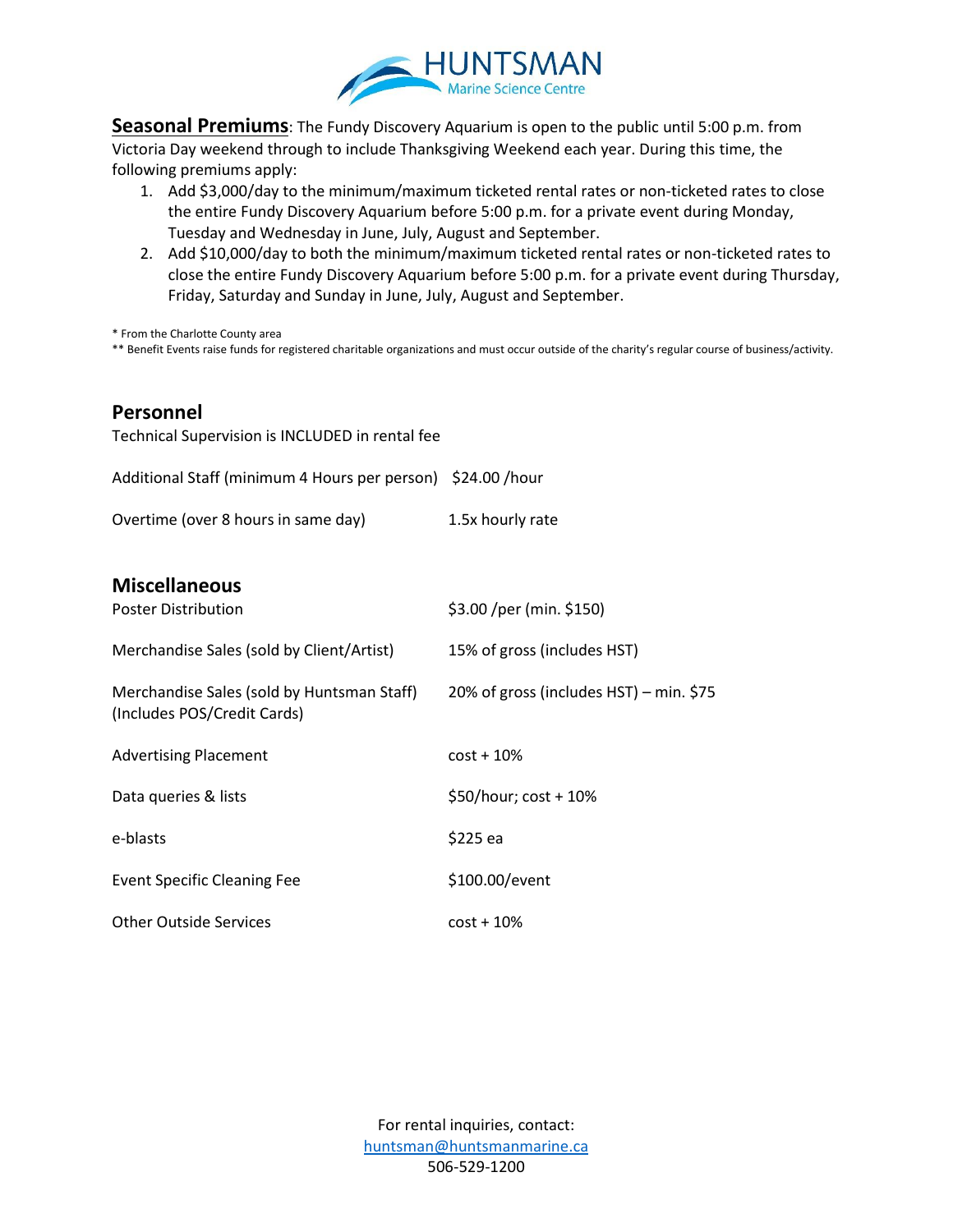**Seasonal Premiums**: The Fundy Discovery Aquarium is open to the public until 5:00 p.m. from Victoria Day weekend through to include Thanksgiving Weekend each year. During this time, the following premiums apply:

1. Add $3,000/day to the minimum/maximum ticketed rental rates or non-ticketed rates to close the entire Fundy Discovery Aquarium before 5:00 p.m. for a private event during Monday, Tuesday and Wednesday in June, July, August and September.
2. Add $10,000/day to both the minimum/maximum ticketed rental rates or non-ticketed rates to close the entire Fundy Discovery Aquarium before 5:00 p.m. for a private event during Thursday, Friday, Saturday and Sunday in June, July, August and September.

* From the Charlotte County area
** Benefit Events raise funds for registered charitable organizations and must occur outside of the charity's regular course of business/activity.

## Personnel

Technical Supervision is INCLUDED in rental fee

| | |
|---|---|
| Additional Staff (minimum 4 Hours per person) | $24.00 /hour |
| Overtime (over 8 hours in same day) | 1.5x hourly rate |

## Miscellaneous

| | |
|---|---|
| Poster Distribution | $3.00 /per (min. $150) |
| Merchandise Sales (sold by Client/Artist) | 15% of gross (includes HST) |
| Merchandise Sales (sold by Huntsman Staff) (Includes POS/Credit Cards) | 20% of gross (includes HST) – min. $75 |
| Advertising Placement | cost + 10% |
| Data queries & lists | $50/hour; cost + 10% |
| e-blasts | $225 ea |
| Event Specific Cleaning Fee | $100.00/event |
| Other Outside Services | cost + 10% |

For rental inquiries, contact:
huntsman@huntsmanmarine.ca
506-529-1200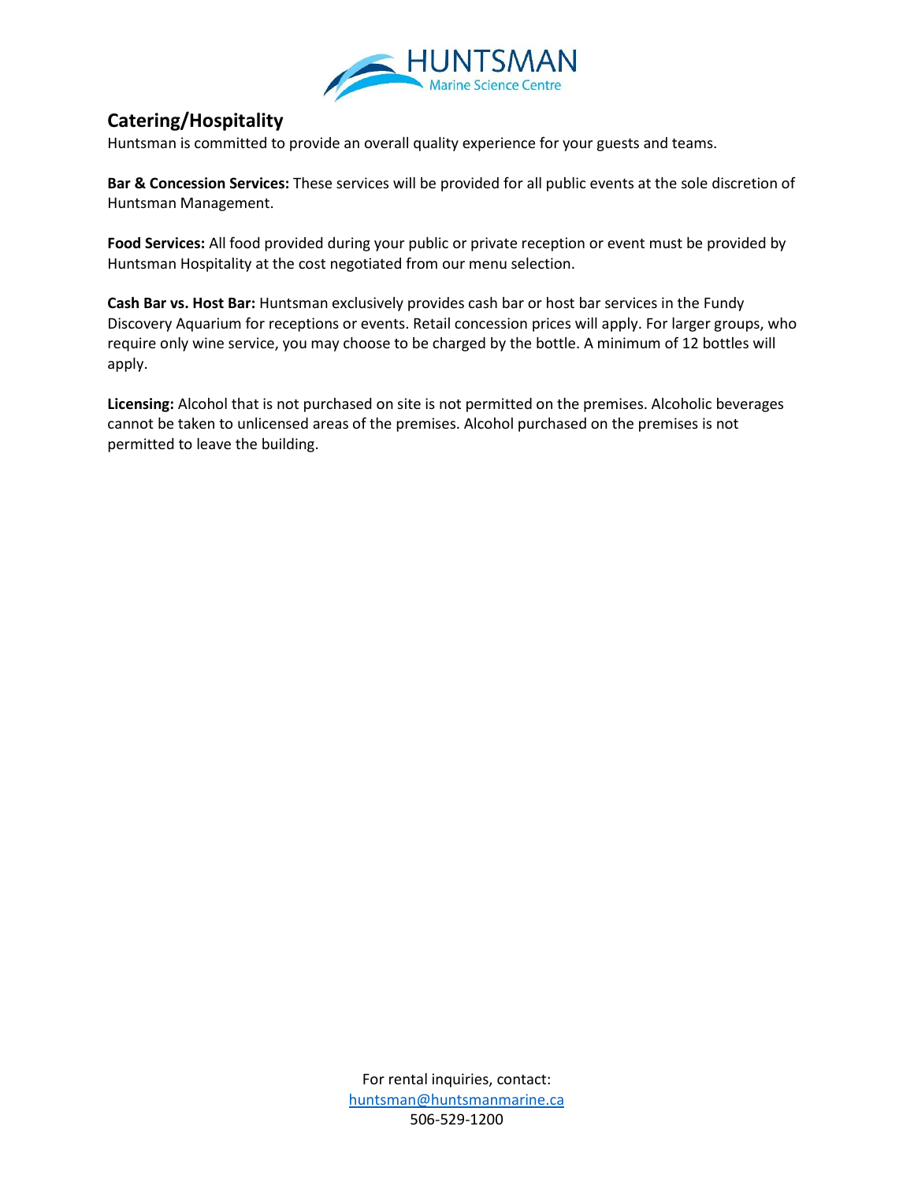## Catering/Hospitality

Huntsman is committed to provide an overall quality experience for your guests and teams.

**Bar & Concession Services:** These services will be provided for all public events at the sole discretion of Huntsman Management.

**Food Services:** All food provided during your public or private reception or event must be provided by Huntsman Hospitality at the cost negotiated from our menu selection.

**Cash Bar vs. Host Bar:** Huntsman exclusively provides cash bar or host bar services in the Fundy Discovery Aquarium for receptions or events. Retail concession prices will apply. For larger groups, who require only wine service, you may choose to be charged by the bottle. A minimum of 12 bottles will apply.

**Licensing:** Alcohol that is not purchased on site is not permitted on the premises. Alcoholic beverages cannot be taken to unlicensed areas of the premises. Alcohol purchased on the premises is not permitted to leave the building.